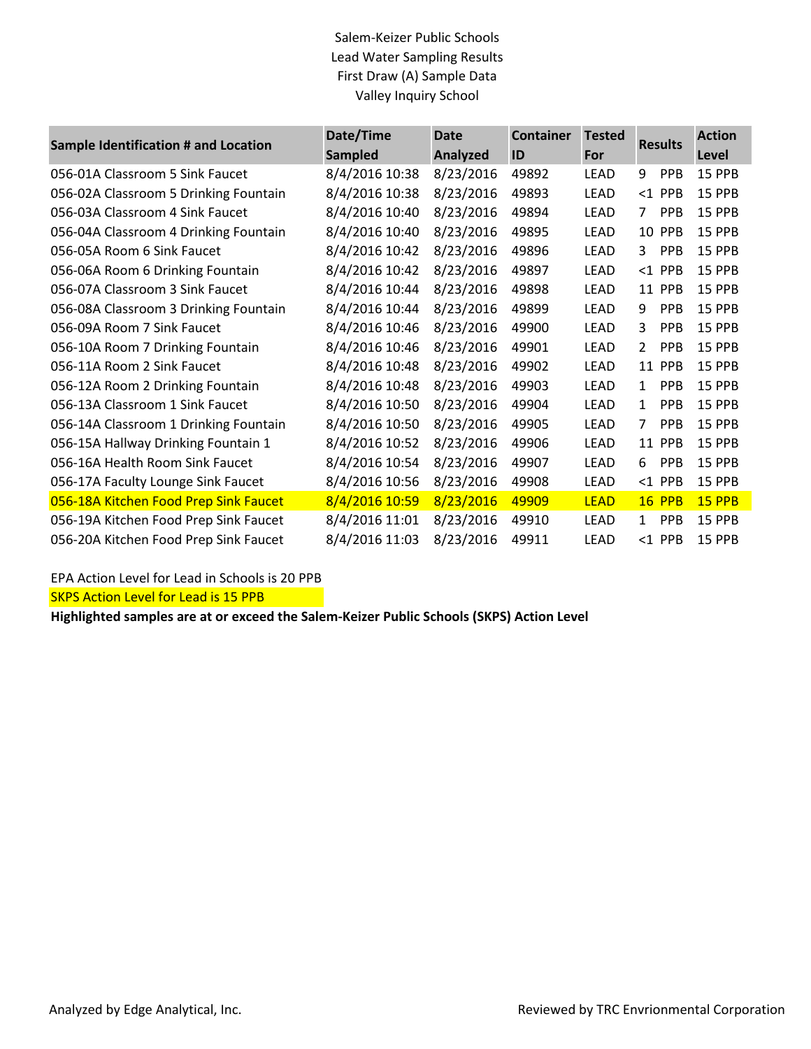# Salem-Keizer Public Schools
## Lead Water Sampling Results
### First Draw (A) Sample Data
### Valley Inquiry School

| Sample Identification # and Location | Date/Time Sampled | Date Analyzed | Container ID | Tested For | Results | Action Level |
|---|---|---|---|---|---|---|
| 056-01A Classroom 5 Sink Faucet | 8/4/2016 10:38 | 8/23/2016 | 49892 | LEAD | 9 PPB | 15 PPB |
| 056-02A Classroom 5 Drinking Fountain | 8/4/2016 10:38 | 8/23/2016 | 49893 | LEAD | <1 PPB | 15 PPB |
| 056-03A Classroom 4 Sink Faucet | 8/4/2016 10:40 | 8/23/2016 | 49894 | LEAD | 7 PPB | 15 PPB |
| 056-04A Classroom 4 Drinking Fountain | 8/4/2016 10:40 | 8/23/2016 | 49895 | LEAD | 10 PPB | 15 PPB |
| 056-05A Room 6 Sink Faucet | 8/4/2016 10:42 | 8/23/2016 | 49896 | LEAD | 3 PPB | 15 PPB |
| 056-06A Room 6 Drinking Fountain | 8/4/2016 10:42 | 8/23/2016 | 49897 | LEAD | <1 PPB | 15 PPB |
| 056-07A Classroom 3 Sink Faucet | 8/4/2016 10:44 | 8/23/2016 | 49898 | LEAD | 11 PPB | 15 PPB |
| 056-08A Classroom 3 Drinking Fountain | 8/4/2016 10:44 | 8/23/2016 | 49899 | LEAD | 9 PPB | 15 PPB |
| 056-09A Room 7 Sink Faucet | 8/4/2016 10:46 | 8/23/2016 | 49900 | LEAD | 3 PPB | 15 PPB |
| 056-10A Room 7 Drinking Fountain | 8/4/2016 10:46 | 8/23/2016 | 49901 | LEAD | 2 PPB | 15 PPB |
| 056-11A Room 2 Sink Faucet | 8/4/2016 10:48 | 8/23/2016 | 49902 | LEAD | 11 PPB | 15 PPB |
| 056-12A Room 2 Drinking Fountain | 8/4/2016 10:48 | 8/23/2016 | 49903 | LEAD | 1 PPB | 15 PPB |
| 056-13A Classroom 1 Sink Faucet | 8/4/2016 10:50 | 8/23/2016 | 49904 | LEAD | 1 PPB | 15 PPB |
| 056-14A Classroom 1 Drinking Fountain | 8/4/2016 10:50 | 8/23/2016 | 49905 | LEAD | 7 PPB | 15 PPB |
| 056-15A Hallway Drinking Fountain 1 | 8/4/2016 10:52 | 8/23/2016 | 49906 | LEAD | 11 PPB | 15 PPB |
| 056-16A Health Room Sink Faucet | 8/4/2016 10:54 | 8/23/2016 | 49907 | LEAD | 6 PPB | 15 PPB |
| 056-17A Faculty Lounge Sink Faucet | 8/4/2016 10:56 | 8/23/2016 | 49908 | LEAD | <1 PPB | 15 PPB |
| 056-18A Kitchen Food Prep Sink Faucet | 8/4/2016 10:59 | 8/23/2016 | 49909 | LEAD | 16 PPB | 15 PPB |
| 056-19A Kitchen Food Prep Sink Faucet | 8/4/2016 11:01 | 8/23/2016 | 49910 | LEAD | 1 PPB | 15 PPB |
| 056-20A Kitchen Food Prep Sink Faucet | 8/4/2016 11:03 | 8/23/2016 | 49911 | LEAD | <1 PPB | 15 PPB |

EPA Action Level for Lead in Schools is 20 PPB

SKPS Action Level for Lead is 15 PPB

**Highlighted samples are at or exceed the Salem-Keizer Public Schools (SKPS) Action Level**

Analyzed by Edge Analytical, Inc.

Reviewed by TRC Envrionmental Corporation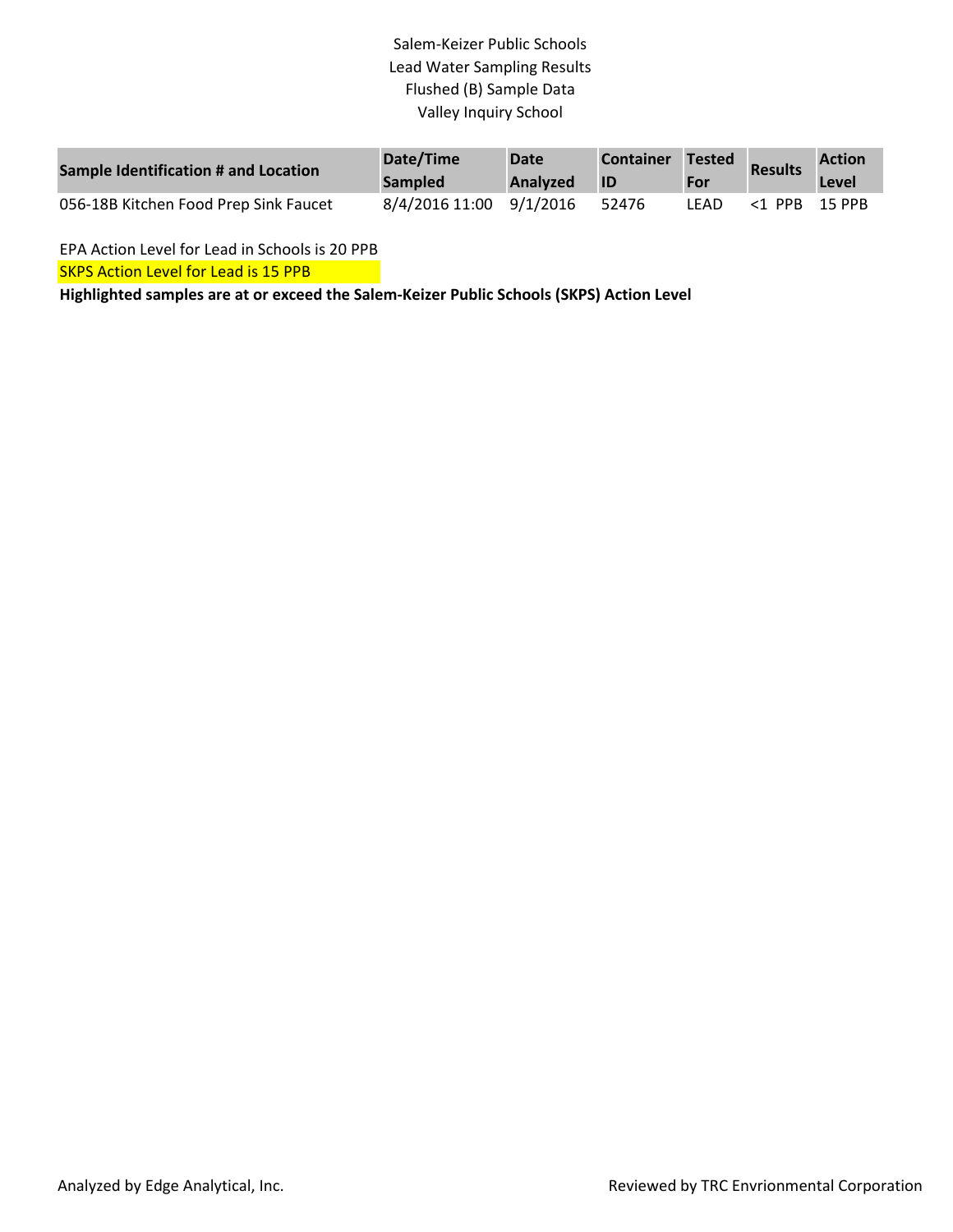Salem-Keizer Public Schools
Lead Water Sampling Results
Flushed (B) Sample Data
Valley Inquiry School

| Sample Identification # and Location | Date/Time Sampled | Date Analyzed | Container ID | Tested For | Results | Action Level |
|---|---|---|---|---|---|---|
| 056-18B Kitchen Food Prep Sink Faucet | 8/4/2016 11:00 | 9/1/2016 | 52476 | LEAD | <1 PPB | 15 PPB |

EPA Action Level for Lead in Schools is 20 PPB

SKPS Action Level for Lead is 15 PPB

**Highlighted samples are at or exceed the Salem-Keizer Public Schools (SKPS) Action Level**

Analyzed by Edge Analytical, Inc.

Reviewed by TRC Envrionmental Corporation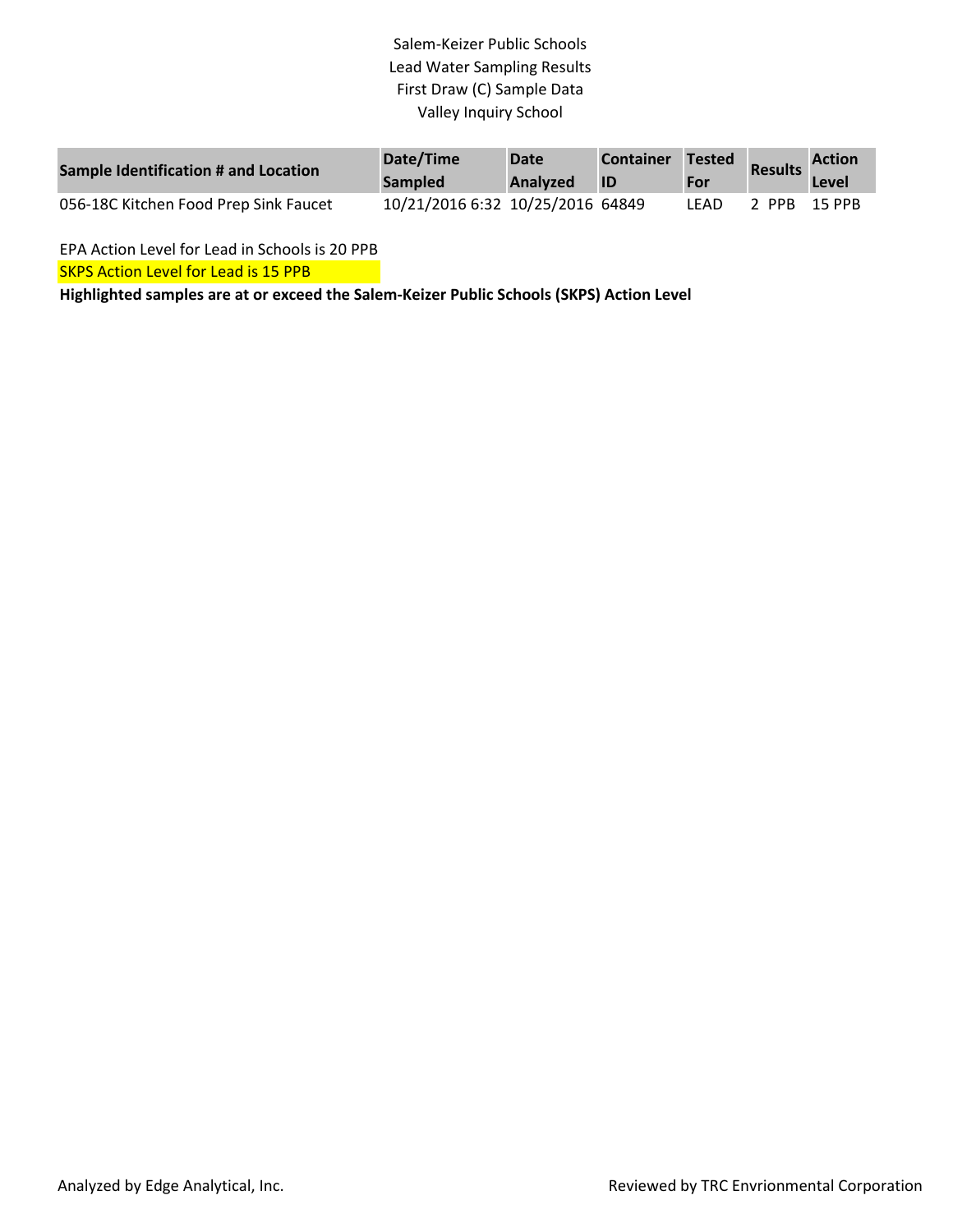Salem-Keizer Public Schools
Lead Water Sampling Results
First Draw (C) Sample Data
Valley Inquiry School

| Sample Identification # and Location | Date/Time Sampled | Date Analyzed | Container ID | Tested For | Results | Action Level |
|---|---|---|---|---|---|---|
| 056-18C Kitchen Food Prep Sink Faucet | 10/21/2016 6:32 | 10/25/2016 | 64849 | LEAD | 2 PPB | 15 PPB |

EPA Action Level for Lead in Schools is 20 PPB

SKPS Action Level for Lead is 15 PPB

**Highlighted samples are at or exceed the Salem-Keizer Public Schools (SKPS) Action Level**

Analyzed by Edge Analytical, Inc.

Reviewed by TRC Envrionmental Corporation